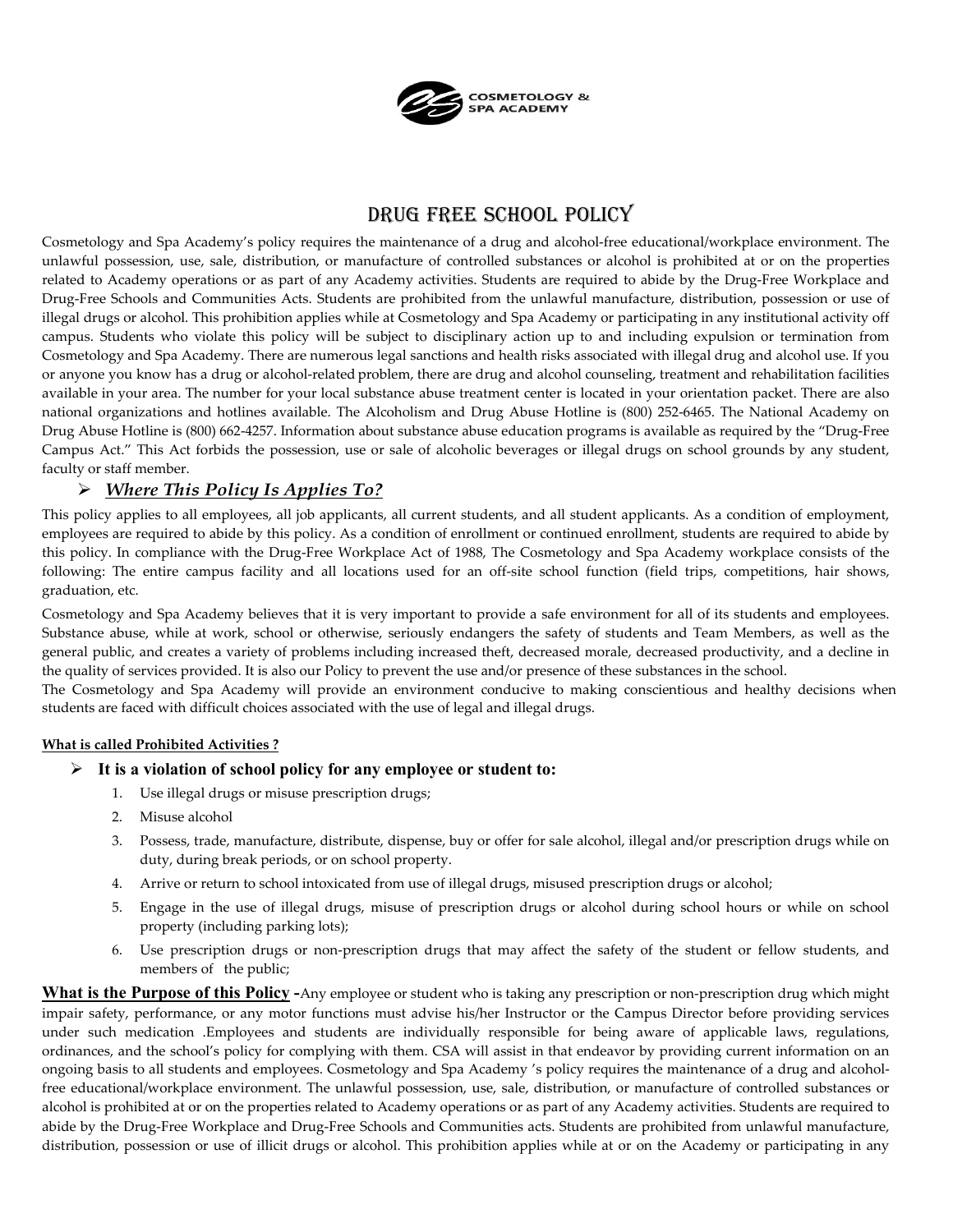COSMETOLOGY & SPA ACADEMY

# DRUG FREE SCHOOL POLICY

Cosmetology and Spa Academy's policy requires the maintenance of a drug and alcohol-free educational/workplace environment. The unlawful possession, use, sale, distribution, or manufacture of controlled substances or alcohol is prohibited at or on the properties related to Academy operations or as part of any Academy activities. Students are required to abide by the Drug-Free Workplace and Drug-Free Schools and Communities Acts. Students are prohibited from the unlawful manufacture, distribution, possession or use of illegal drugs or alcohol. This prohibition applies while at Cosmetology and Spa Academy or participating in any institutional activity off campus. Students who violate this policy will be subject to disciplinary action up to and including expulsion or termination from Cosmetology and Spa Academy. There are numerous legal sanctions and health risks associated with illegal drug and alcohol use. If you or anyone you know has a drug or alcohol-related problem, there are drug and alcohol counseling, treatment and rehabilitation facilities available in your area. The number for your local substance abuse treatment center is located in your orientation packet. There are also national organizations and hotlines available. The Alcoholism and Drug Abuse Hotline is (800) 252-6465. The National Academy on Drug Abuse Hotline is (800) 662-4257. Information about substance abuse education programs is available as required by the "Drug-Free Campus Act." This Act forbids the possession, use or sale of alcoholic beverages or illegal drugs on school grounds by any student, faculty or staff member.

- ***Where This Policy Is Applies To?***

This policy applies to all employees, all job applicants, all current students, and all student applicants. As a condition of employment, employees are required to abide by this policy. As a condition of enrollment or continued enrollment, students are required to abide by this policy. In compliance with the Drug-Free Workplace Act of 1988, The Cosmetology and Spa Academy workplace consists of the following: The entire campus facility and all locations used for an off-site school function (field trips, competitions, hair shows, graduation, etc.

Cosmetology and Spa Academy believes that it is very important to provide a safe environment for all of its students and employees. Substance abuse, while at work, school or otherwise, seriously endangers the safety of students and Team Members, as well as the general public, and creates a variety of problems including increased theft, decreased morale, decreased productivity, and a decline in the quality of services provided. It is also our Policy to prevent the use and/or presence of these substances in the school.
The Cosmetology and Spa Academy will provide an environment conducive to making conscientious and healthy decisions when students are faced with difficult choices associated with the use of legal and illegal drugs.

**What is called Prohibited Activities ?**

- **It is a violation of school policy for any employee or student to:**
  1. Use illegal drugs or misuse prescription drugs;
  2. Misuse alcohol
  3. Possess, trade, manufacture, distribute, dispense, buy or offer for sale alcohol, illegal and/or prescription drugs while on duty, during break periods, or on school property.
  4. Arrive or return to school intoxicated from use of illegal drugs, misused prescription drugs or alcohol;
  5. Engage in the use of illegal drugs, misuse of prescription drugs or alcohol during school hours or while on school property (including parking lots);
  6. Use prescription drugs or non-prescription drugs that may affect the safety of the student or fellow students, and members of the public;

**What is the Purpose of this Policy** -Any employee or student who is taking any prescription or non-prescription drug which might impair safety, performance, or any motor functions must advise his/her Instructor or the Campus Director before providing services under such medication .Employees and students are individually responsible for being aware of applicable laws, regulations, ordinances, and the school's policy for complying with them. CSA will assist in that endeavor by providing current information on an ongoing basis to all students and employees. Cosmetology and Spa Academy 's policy requires the maintenance of a drug and alcohol-free educational/workplace environment. The unlawful possession, use, sale, distribution, or manufacture of controlled substances or alcohol is prohibited at or on the properties related to Academy operations or as part of any Academy activities. Students are required to abide by the Drug-Free Workplace and Drug-Free Schools and Communities acts. Students are prohibited from unlawful manufacture, distribution, possession or use of illicit drugs or alcohol. This prohibition applies while at or on the Academy or participating in any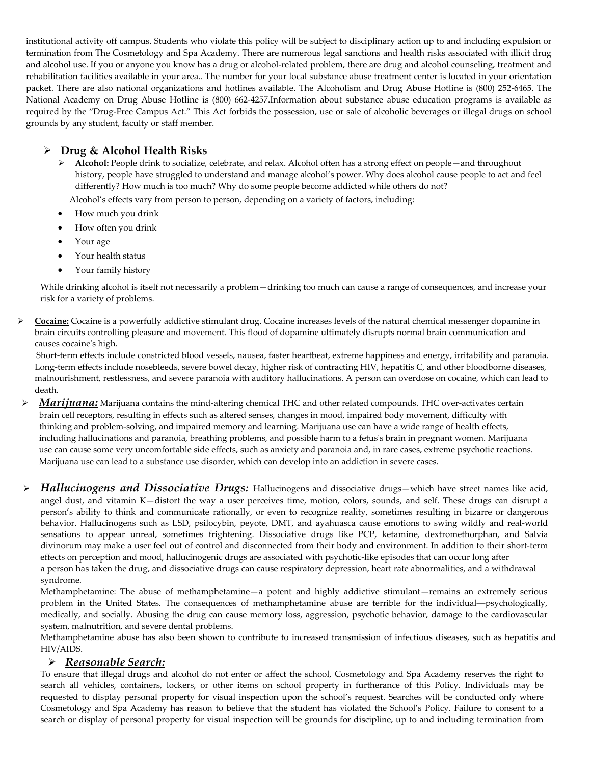institutional activity off campus. Students who violate this policy will be subject to disciplinary action up to and including expulsion or termination from The Cosmetology and Spa Academy. There are numerous legal sanctions and health risks associated with illicit drug and alcohol use. If you or anyone you know has a drug or alcohol-related problem, there are drug and alcohol counseling, treatment and rehabilitation facilities available in your area.. The number for your local substance abuse treatment center is located in your orientation packet. There are also national organizations and hotlines available. The Alcoholism and Drug Abuse Hotline is (800) 252-6465. The National Academy on Drug Abuse Hotline is (800) 662-4257.Information about substance abuse education programs is available as required by the "Drug-Free Campus Act." This Act forbids the possession, use or sale of alcoholic beverages or illegal drugs on school grounds by any student, faculty or staff member.

## Drug & Alcohol Health Risks

- **Alcohol:** People drink to socialize, celebrate, and relax. Alcohol often has a strong effect on people—and throughout history, people have struggled to understand and manage alcohol's power. Why does alcohol cause people to act and feel differently? How much is too much? Why do some people become addicted while others do not?

  Alcohol's effects vary from person to person, depending on a variety of factors, including:

  - How much you drink
  - How often you drink
  - Your age
  - Your health status
  - Your family history

  While drinking alcohol is itself not necessarily a problem—drinking too much can cause a range of consequences, and increase your risk for a variety of problems.

- **Cocaine:** Cocaine is a powerfully addictive stimulant drug. Cocaine increases levels of the natural chemical messenger dopamine in brain circuits controlling pleasure and movement. This flood of dopamine ultimately disrupts normal brain communication and causes cocaine's high.

  Short-term effects include constricted blood vessels, nausea, faster heartbeat, extreme happiness and energy, irritability and paranoia. Long-term effects include nosebleeds, severe bowel decay, higher risk of contracting HIV, hepatitis C, and other bloodborne diseases, malnourishment, restlessness, and severe paranoia with auditory hallucinations. A person can overdose on cocaine, which can lead to death.

- ***Marijuana:*** Marijuana contains the mind-altering chemical THC and other related compounds. THC over-activates certain brain cell receptors, resulting in effects such as altered senses, changes in mood, impaired body movement, difficulty with thinking and problem-solving, and impaired memory and learning. Marijuana use can have a wide range of health effects, including hallucinations and paranoia, breathing problems, and possible harm to a fetus's brain in pregnant women. Marijuana use can cause some very uncomfortable side effects, such as anxiety and paranoia and, in rare cases, extreme psychotic reactions. Marijuana use can lead to a substance use disorder, which can develop into an addiction in severe cases.

- ***Hallucinogens and Dissociative Drugs:*** Hallucinogens and dissociative drugs—which have street names like acid, angel dust, and vitamin K—distort the way a user perceives time, motion, colors, sounds, and self. These drugs can disrupt a person's ability to think and communicate rationally, or even to recognize reality, sometimes resulting in bizarre or dangerous behavior. Hallucinogens such as LSD, psilocybin, peyote, DMT, and ayahuasca cause emotions to swing wildly and real-world sensations to appear unreal, sometimes frightening. Dissociative drugs like PCP, ketamine, dextromethorphan, and Salvia divinorum may make a user feel out of control and disconnected from their body and environment. In addition to their short-term effects on perception and mood, hallucinogenic drugs are associated with psychotic-like episodes that can occur long after a person has taken the drug, and dissociative drugs can cause respiratory depression, heart rate abnormalities, and a withdrawal syndrome.

  Methamphetamine: The abuse of methamphetamine—a potent and highly addictive stimulant—remains an extremely serious problem in the United States. The consequences of methamphetamine abuse are terrible for the individual—psychologically, medically, and socially. Abusing the drug can cause memory loss, aggression, psychotic behavior, damage to the cardiovascular system, malnutrition, and severe dental problems.

  Methamphetamine abuse has also been shown to contribute to increased transmission of infectious diseases, such as hepatitis and HIV/AIDS.

## *Reasonable Search:*

To ensure that illegal drugs and alcohol do not enter or affect the school, Cosmetology and Spa Academy reserves the right to search all vehicles, containers, lockers, or other items on school property in furtherance of this Policy. Individuals may be requested to display personal property for visual inspection upon the school's request. Searches will be conducted only where Cosmetology and Spa Academy has reason to believe that the student has violated the School's Policy. Failure to consent to a search or display of personal property for visual inspection will be grounds for discipline, up to and including termination from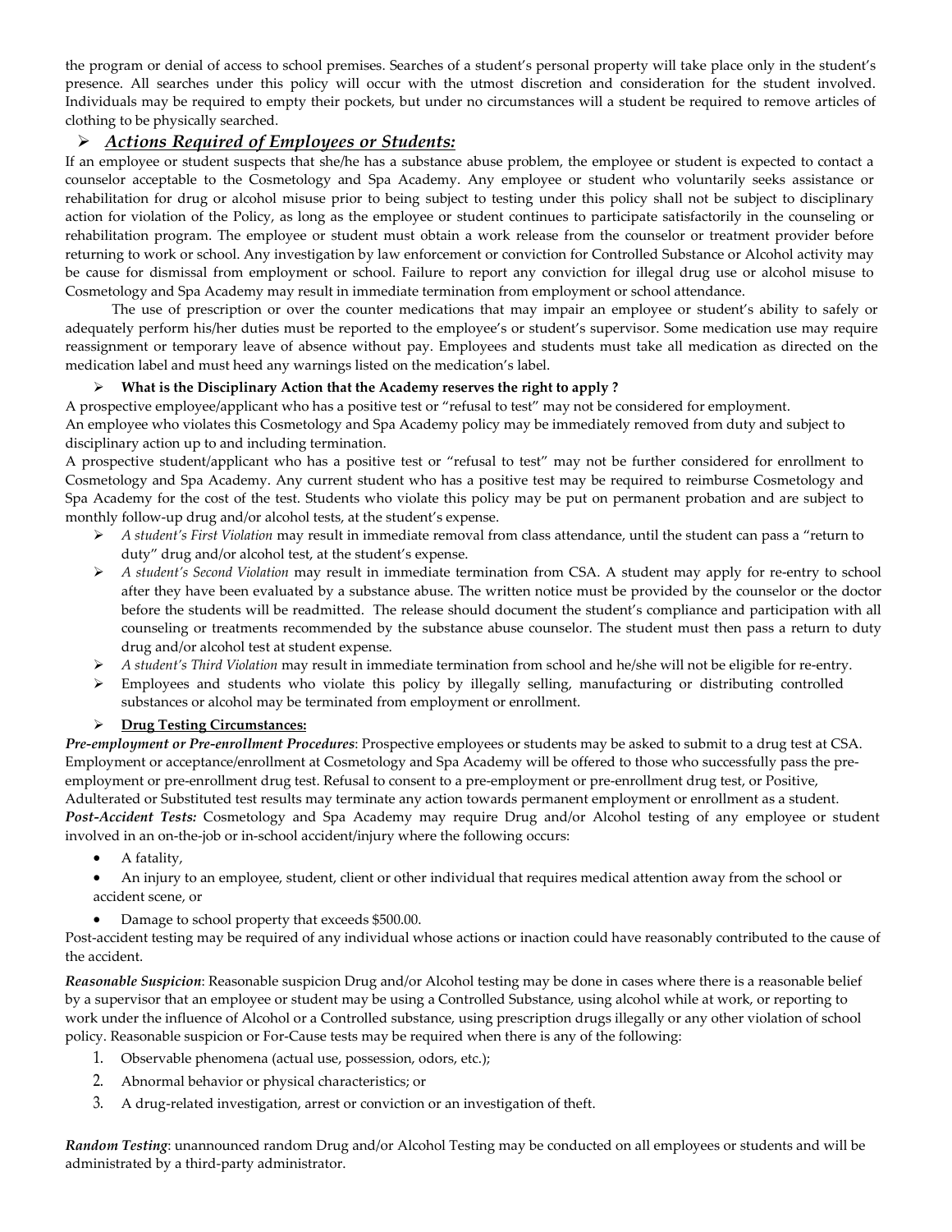the program or denial of access to school premises. Searches of a student's personal property will take place only in the student's presence. All searches under this policy will occur with the utmost discretion and consideration for the student involved. Individuals may be required to empty their pockets, but under no circumstances will a student be required to remove articles of clothing to be physically searched.

## ➢ ***Actions Required of Employees or Students:***

If an employee or student suspects that she/he has a substance abuse problem, the employee or student is expected to contact a counselor acceptable to the Cosmetology and Spa Academy. Any employee or student who voluntarily seeks assistance or rehabilitation for drug or alcohol misuse prior to being subject to testing under this policy shall not be subject to disciplinary action for violation of the Policy, as long as the employee or student continues to participate satisfactorily in the counseling or rehabilitation program. The employee or student must obtain a work release from the counselor or treatment provider before returning to work or school. Any investigation by law enforcement or conviction for Controlled Substance or Alcohol activity may be cause for dismissal from employment or school. Failure to report any conviction for illegal drug use or alcohol misuse to Cosmetology and Spa Academy may result in immediate termination from employment or school attendance.

The use of prescription or over the counter medications that may impair an employee or student's ability to safely or adequately perform his/her duties must be reported to the employee's or student's supervisor. Some medication use may require reassignment or temporary leave of absence without pay. Employees and students must take all medication as directed on the medication label and must heed any warnings listed on the medication's label.

### ➢ **What is the Disciplinary Action that the Academy reserves the right to apply ?**

A prospective employee/applicant who has a positive test or "refusal to test" may not be considered for employment.

An employee who violates this Cosmetology and Spa Academy policy may be immediately removed from duty and subject to disciplinary action up to and including termination.

A prospective student/applicant who has a positive test or "refusal to test" may not be further considered for enrollment to Cosmetology and Spa Academy. Any current student who has a positive test may be required to reimburse Cosmetology and Spa Academy for the cost of the test. Students who violate this policy may be put on permanent probation and are subject to monthly follow-up drug and/or alcohol tests, at the student's expense.

- ➢ *A student's First Violation* may result in immediate removal from class attendance, until the student can pass a "return to duty" drug and/or alcohol test, at the student's expense.
- ➢ *A student's Second Violation* may result in immediate termination from CSA. A student may apply for re-entry to school after they have been evaluated by a substance abuse. The written notice must be provided by the counselor or the doctor before the students will be readmitted. The release should document the student's compliance and participation with all counseling or treatments recommended by the substance abuse counselor. The student must then pass a return to duty drug and/or alcohol test at student expense.
- ➢ *A student's Third Violation* may result in immediate termination from school and he/she will not be eligible for re-entry.
- ➢ Employees and students who violate this policy by illegally selling, manufacturing or distributing controlled substances or alcohol may be terminated from employment or enrollment.

### ➢ **<u>Drug Testing Circumstances:</u>**

***Pre-employment or Pre-enrollment Procedures***: Prospective employees or students may be asked to submit to a drug test at CSA. Employment or acceptance/enrollment at Cosmetology and Spa Academy will be offered to those who successfully pass the pre-employment or pre-enrollment drug test. Refusal to consent to a pre-employment or pre-enrollment drug test, or Positive, Adulterated or Substituted test results may terminate any action towards permanent employment or enrollment as a student.

***Post-Accident Tests:*** Cosmetology and Spa Academy may require Drug and/or Alcohol testing of any employee or student involved in an on-the-job or in-school accident/injury where the following occurs:

- A fatality,
- An injury to an employee, student, client or other individual that requires medical attention away from the school or accident scene, or
- Damage to school property that exceeds $500.00.

Post-accident testing may be required of any individual whose actions or inaction could have reasonably contributed to the cause of the accident.

***Reasonable Suspicion***: Reasonable suspicion Drug and/or Alcohol testing may be done in cases where there is a reasonable belief by a supervisor that an employee or student may be using a Controlled Substance, using alcohol while at work, or reporting to work under the influence of Alcohol or a Controlled substance, using prescription drugs illegally or any other violation of school policy. Reasonable suspicion or For-Cause tests may be required when there is any of the following:

1. Observable phenomena (actual use, possession, odors, etc.);
2. Abnormal behavior or physical characteristics; or
3. A drug-related investigation, arrest or conviction or an investigation of theft.

***Random Testing***: unannounced random Drug and/or Alcohol Testing may be conducted on all employees or students and will be administrated by a third-party administrator.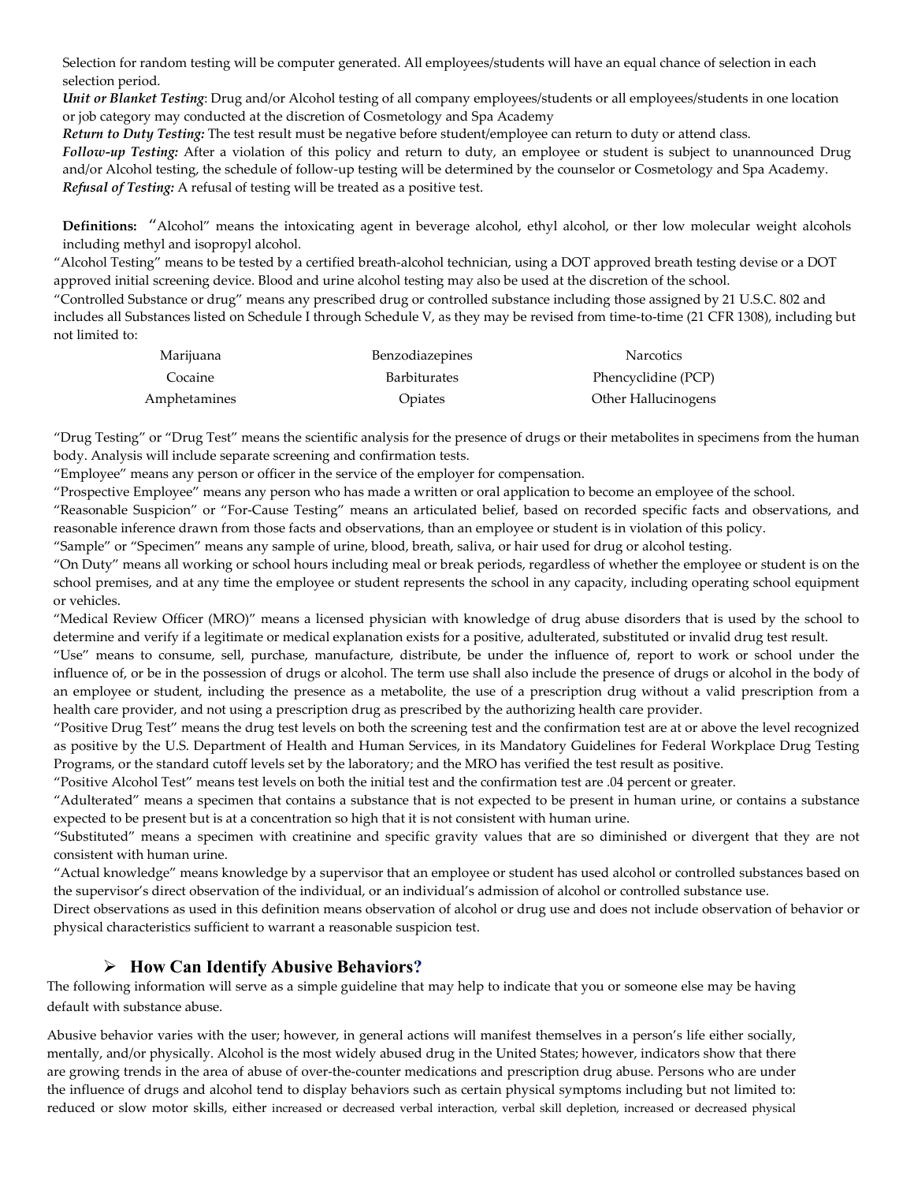Selection for random testing will be computer generated. All employees/students will have an equal chance of selection in each selection period.

***Unit or Blanket Testing***: Drug and/or Alcohol testing of all company employees/students or all employees/students in one location or job category may conducted at the discretion of Cosmetology and Spa Academy

***Return to Duty Testing:*** The test result must be negative before student/employee can return to duty or attend class.

***Follow-up Testing:*** After a violation of this policy and return to duty, an employee or student is subject to unannounced Drug and/or Alcohol testing, the schedule of follow-up testing will be determined by the counselor or Cosmetology and Spa Academy.

***Refusal of Testing:*** A refusal of testing will be treated as a positive test.

**Definitions:** "Alcohol" means the intoxicating agent in beverage alcohol, ethyl alcohol, or ther low molecular weight alcohols including methyl and isopropyl alcohol.

"Alcohol Testing" means to be tested by a certified breath-alcohol technician, using a DOT approved breath testing devise or a DOT approved initial screening device. Blood and urine alcohol testing may also be used at the discretion of the school.

"Controlled Substance or drug" means any prescribed drug or controlled substance including those assigned by 21 U.S.C. 802 and includes all Substances listed on Schedule I through Schedule V, as they may be revised from time-to-time (21 CFR 1308), including but not limited to:

| | | |
|---|---|---|
| Marijuana | Benzodiazepines | Narcotics |
| Cocaine | Barbiturates | Phencyclidine (PCP) |
| Amphetamines | Opiates | Other Hallucinogens |

"Drug Testing" or "Drug Test" means the scientific analysis for the presence of drugs or their metabolites in specimens from the human body. Analysis will include separate screening and confirmation tests.

"Employee" means any person or officer in the service of the employer for compensation.

"Prospective Employee" means any person who has made a written or oral application to become an employee of the school.

"Reasonable Suspicion" or "For-Cause Testing" means an articulated belief, based on recorded specific facts and observations, and reasonable inference drawn from those facts and observations, than an employee or student is in violation of this policy.

"Sample" or "Specimen" means any sample of urine, blood, breath, saliva, or hair used for drug or alcohol testing.

"On Duty" means all working or school hours including meal or break periods, regardless of whether the employee or student is on the school premises, and at any time the employee or student represents the school in any capacity, including operating school equipment or vehicles.

"Medical Review Officer (MRO)" means a licensed physician with knowledge of drug abuse disorders that is used by the school to determine and verify if a legitimate or medical explanation exists for a positive, adulterated, substituted or invalid drug test result.

"Use" means to consume, sell, purchase, manufacture, distribute, be under the influence of, report to work or school under the influence of, or be in the possession of drugs or alcohol. The term use shall also include the presence of drugs or alcohol in the body of an employee or student, including the presence as a metabolite, the use of a prescription drug without a valid prescription from a health care provider, and not using a prescription drug as prescribed by the authorizing health care provider.

"Positive Drug Test" means the drug test levels on both the screening test and the confirmation test are at or above the level recognized as positive by the U.S. Department of Health and Human Services, in its Mandatory Guidelines for Federal Workplace Drug Testing Programs, or the standard cutoff levels set by the laboratory; and the MRO has verified the test result as positive.

"Positive Alcohol Test" means test levels on both the initial test and the confirmation test are .04 percent or greater.

"Adulterated" means a specimen that contains a substance that is not expected to be present in human urine, or contains a substance expected to be present but is at a concentration so high that it is not consistent with human urine.

"Substituted" means a specimen with creatinine and specific gravity values that are so diminished or divergent that they are not consistent with human urine.

"Actual knowledge" means knowledge by a supervisor that an employee or student has used alcohol or controlled substances based on the supervisor's direct observation of the individual, or an individual's admission of alcohol or controlled substance use.

Direct observations as used in this definition means observation of alcohol or drug use and does not include observation of behavior or physical characteristics sufficient to warrant a reasonable suspicion test.

## ➢ How Can Identify Abusive Behaviors?

The following information will serve as a simple guideline that may help to indicate that you or someone else may be having default with substance abuse.

Abusive behavior varies with the user; however, in general actions will manifest themselves in a person's life either socially, mentally, and/or physically. Alcohol is the most widely abused drug in the United States; however, indicators show that there are growing trends in the area of abuse of over-the-counter medications and prescription drug abuse. Persons who are under the influence of drugs and alcohol tend to display behaviors such as certain physical symptoms including but not limited to: reduced or slow motor skills, either increased or decreased verbal interaction, verbal skill depletion, increased or decreased physical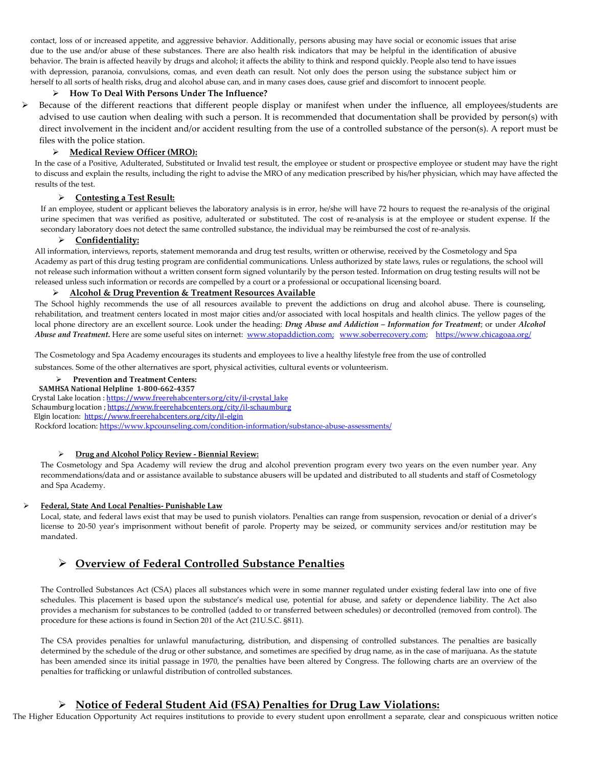contact, loss of or increased appetite, and aggressive behavior. Additionally, persons abusing may have social or economic issues that arise due to the use and/or abuse of these substances. There are also health risk indicators that may be helpful in the identification of abusive behavior. The brain is affected heavily by drugs and alcohol; it affects the ability to think and respond quickly. People also tend to have issues with depression, paranoia, convulsions, comas, and even death can result. Not only does the person using the substance subject him or herself to all sorts of health risks, drug and alcohol abuse can, and in many cases does, cause grief and discomfort to innocent people.

- **How To Deal With Persons Under The Influence?**

- Because of the different reactions that different people display or manifest when under the influence, all employees/students are advised to use caution when dealing with such a person. It is recommended that documentation shall be provided by person(s) with direct involvement in the incident and/or accident resulting from the use of a controlled substance of the person(s). A report must be files with the police station.

- **Medical Review Officer (MRO):**

In the case of a Positive, Adulterated, Substituted or Invalid test result, the employee or student or prospective employee or student may have the right to discuss and explain the results, including the right to advise the MRO of any medication prescribed by his/her physician, which may have affected the results of the test.

- **Contesting a Test Result:**

If an employee, student or applicant believes the laboratory analysis is in error, he/she will have 72 hours to request the re-analysis of the original urine specimen that was verified as positive, adulterated or substituted. The cost of re-analysis is at the employee or student expense. If the secondary laboratory does not detect the same controlled substance, the individual may be reimbursed the cost of re-analysis.

- **Confidentiality:**

All information, interviews, reports, statement memoranda and drug test results, written or otherwise, received by the Cosmetology and Spa Academy as part of this drug testing program are confidential communications. Unless authorized by state laws, rules or regulations, the school will not release such information without a written consent form signed voluntarily by the person tested. Information on drug testing results will not be released unless such information or records are compelled by a court or a professional or occupational licensing board.

- **Alcohol & Drug Prevention & Treatment Resources Available**

The School highly recommends the use of all resources available to prevent the addictions on drug and alcohol abuse. There is counseling, rehabilitation, and treatment centers located in most major cities and/or associated with local hospitals and health clinics. The yellow pages of the local phone directory are an excellent source. Look under the heading: ***Drug Abuse and Addiction – Information for Treatment***; or under ***Alcohol Abuse and Treatment.*** Here are some useful sites on internet: www.stopaddiction.com; www.soberrecovery.com; https://www.chicagoaa.org/

The Cosmetology and Spa Academy encourages its students and employees to live a healthy lifestyle free from the use of controlled substances. Some of the other alternatives are sport, physical activities, cultural events or volunteerism.

- **Prevention and Treatment Centers:**

**SAMHSA National Helpline 1-800-662-4357**

Crystal Lake location : https://www.freerehabcenters.org/city/il-crystal_lake
Schaumburg location ; https://www.freerehabcenters.org/city/il-schaumburg
Elgin location: https://www.freerehabcenters.org/city/il-elgin
Rockford location: https://www.kpcounseling.com/condition-information/substance-abuse-assessments/

- **Drug and Alcohol Policy Review - Biennial Review:**

The Cosmetology and Spa Academy will review the drug and alcohol prevention program every two years on the even number year. Any recommendations/data and or assistance available to substance abusers will be updated and distributed to all students and staff of Cosmetology and Spa Academy.

- **Federal, State And Local Penalties- Punishable Law**

Local, state, and federal laws exist that may be used to punish violators. Penalties can range from suspension, revocation or denial of a driver's license to 20-50 year's imprisonment without benefit of parole. Property may be seized, or community services and/or restitution may be mandated.

## Overview of Federal Controlled Substance Penalties

The Controlled Substances Act (CSA) places all substances which were in some manner regulated under existing federal law into one of five schedules. This placement is based upon the substance's medical use, potential for abuse, and safety or dependence liability. The Act also provides a mechanism for substances to be controlled (added to or transferred between schedules) or decontrolled (removed from control). The procedure for these actions is found in Section 201 of the Act (21U.S.C. §811).

The CSA provides penalties for unlawful manufacturing, distribution, and dispensing of controlled substances. The penalties are basically determined by the schedule of the drug or other substance, and sometimes are specified by drug name, as in the case of marijuana. As the statute has been amended since its initial passage in 1970, the penalties have been altered by Congress. The following charts are an overview of the penalties for trafficking or unlawful distribution of controlled substances.

## Notice of Federal Student Aid (FSA) Penalties for Drug Law Violations:

The Higher Education Opportunity Act requires institutions to provide to every student upon enrollment a separate, clear and conspicuous written notice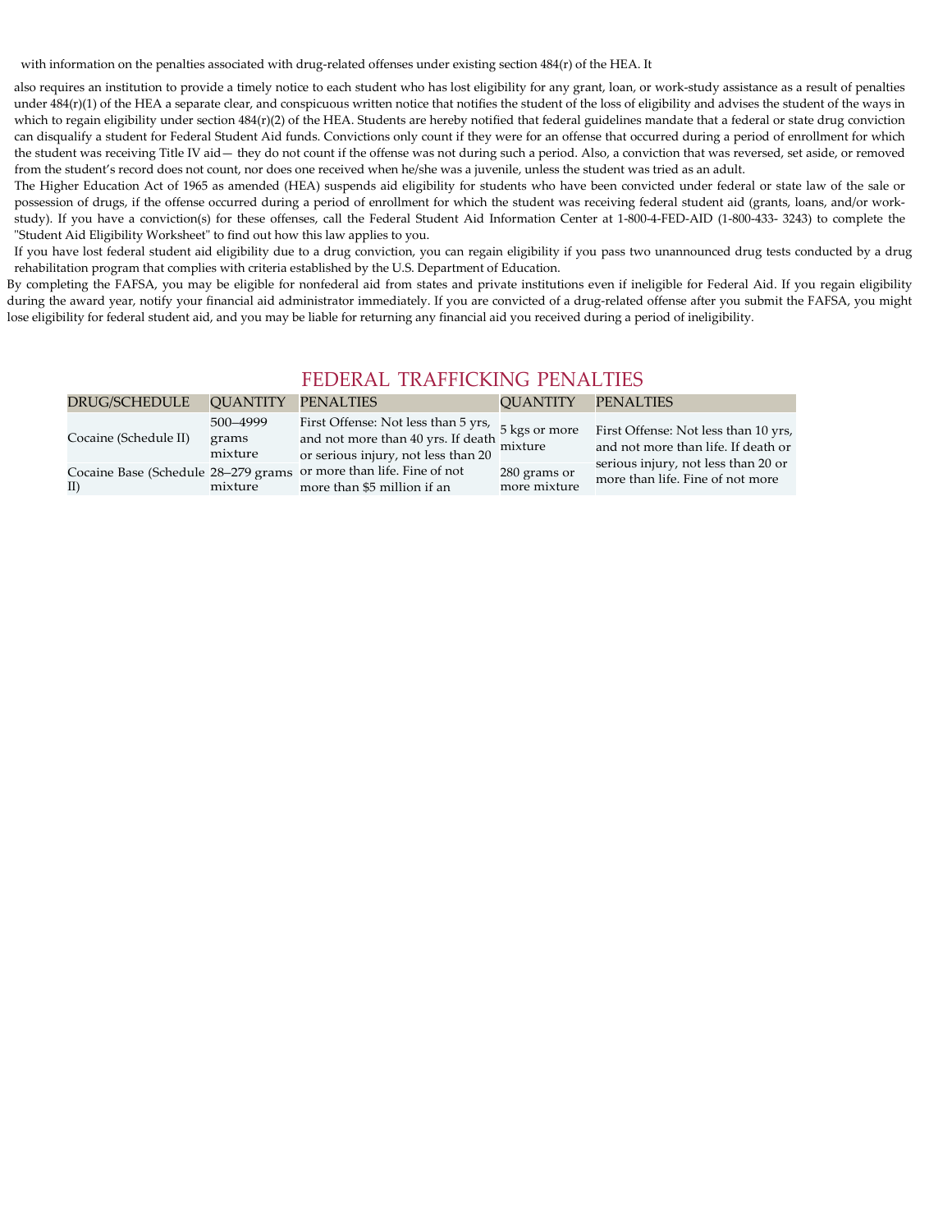with information on the penalties associated with drug-related offenses under existing section 484(r) of the HEA. It

also requires an institution to provide a timely notice to each student who has lost eligibility for any grant, loan, or work-study assistance as a result of penalties under 484(r)(1) of the HEA a separate clear, and conspicuous written notice that notifies the student of the loss of eligibility and advises the student of the ways in which to regain eligibility under section 484(r)(2) of the HEA. Students are hereby notified that federal guidelines mandate that a federal or state drug conviction can disqualify a student for Federal Student Aid funds. Convictions only count if they were for an offense that occurred during a period of enrollment for which the student was receiving Title IV aid— they do not count if the offense was not during such a period. Also, a conviction that was reversed, set aside, or removed from the student's record does not count, nor does one received when he/she was a juvenile, unless the student was tried as an adult.

The Higher Education Act of 1965 as amended (HEA) suspends aid eligibility for students who have been convicted under federal or state law of the sale or possession of drugs, if the offense occurred during a period of enrollment for which the student was receiving federal student aid (grants, loans, and/or work-study). If you have a conviction(s) for these offenses, call the Federal Student Aid Information Center at 1-800-4-FED-AID (1-800-433- 3243) to complete the "Student Aid Eligibility Worksheet" to find out how this law applies to you.

If you have lost federal student aid eligibility due to a drug conviction, you can regain eligibility if you pass two unannounced drug tests conducted by a drug rehabilitation program that complies with criteria established by the U.S. Department of Education.

By completing the FAFSA, you may be eligible for nonfederal aid from states and private institutions even if ineligible for Federal Aid. If you regain eligibility during the award year, notify your financial aid administrator immediately. If you are convicted of a drug-related offense after you submit the FAFSA, you might lose eligibility for federal student aid, and you may be liable for returning any financial aid you received during a period of ineligibility.

## FEDERAL TRAFFICKING PENALTIES

| DRUG/SCHEDULE | QUANTITY | PENALTIES | QUANTITY | PENALTIES |
|---|---|---|---|---|
| Cocaine (Schedule II) | 500–4999 grams mixture | First Offense: Not less than 5 yrs, and not more than 40 yrs. If death or serious injury, not less than 20 or more than life. Fine of not more than $5 million if an | 5 kgs or more mixture | First Offense: Not less than 10 yrs, and not more than life. If death or serious injury, not less than 20 or more than life. Fine of not more |
| Cocaine Base (Schedule II) | 28–279 grams mixture | | 280 grams or more mixture | |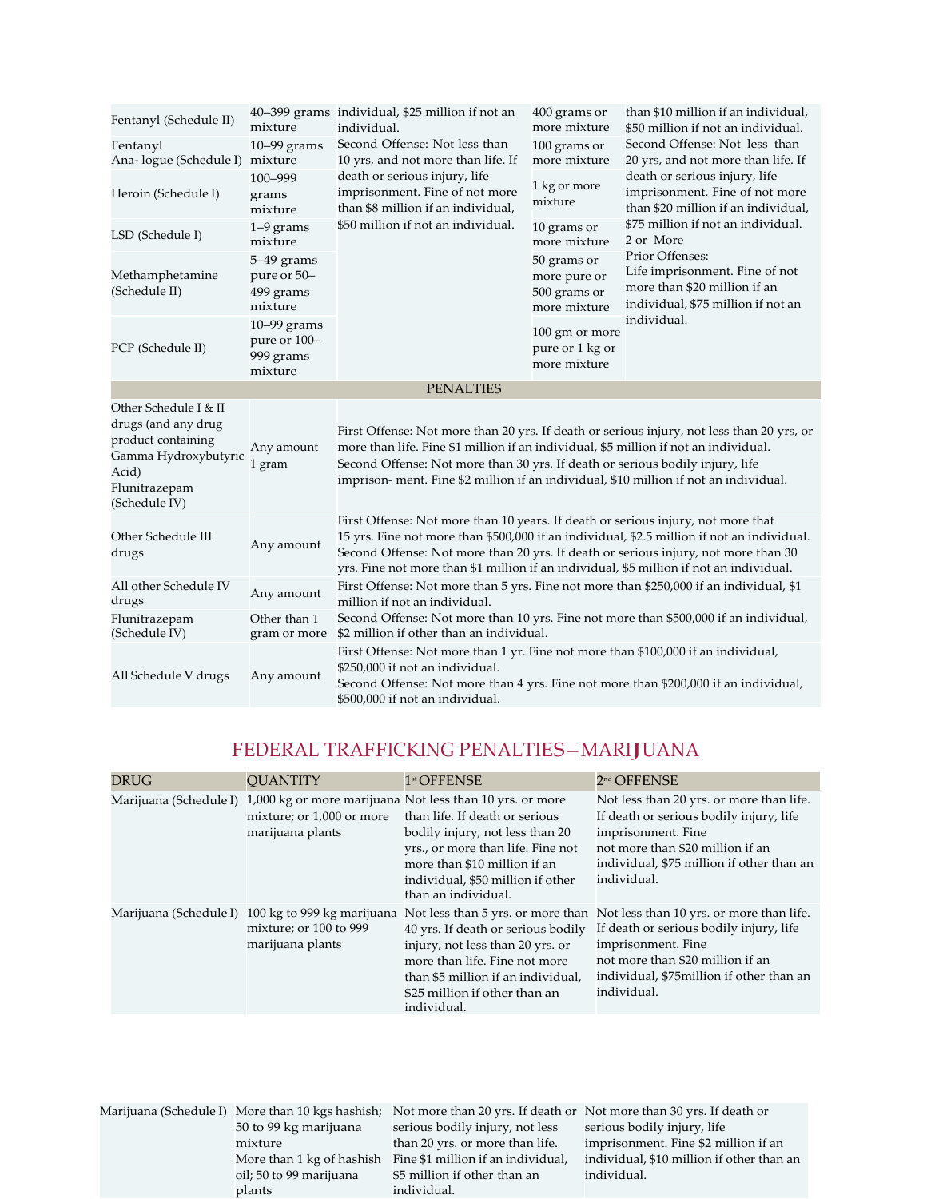| | | | | |
|---|---|---|---|---|
| Fentanyl (Schedule II) | 40–399 grams mixture | individual, $25 million if not an individual.<br>Second Offense: Not less than 10 yrs, and not more than life. If death or serious injury, life imprisonment. Fine of not more than $8 million if an individual, $50 million if not an individual. | 400 grams or more mixture | than $10 million if an individual, $50 million if not an individual.<br>Second Offense: Not less than 20 yrs, and not more than life. If death or serious injury, life imprisonment. Fine of not more than $20 million if an individual, $75 million if not an individual.<br>2 or More Prior Offenses:<br>Life imprisonment. Fine of not more than $20 million if an individual, $75 million if not an individual. |
| Fentanyl Ana- logue (Schedule I) | 10–99 grams mixture | | 100 grams or more mixture | |
| Heroin (Schedule I) | 100–999 grams mixture | | 1 kg or more mixture | |
| LSD (Schedule I) | 1–9 grams mixture | | 10 grams or more mixture | |
| Methamphetamine (Schedule II) | 5–49 grams pure or 50–499 grams mixture | | 50 grams or more pure or 500 grams or more mixture | |
| PCP (Schedule II) | 10–99 grams pure or 100–999 grams mixture | | 100 gm or more pure or 1 kg or more mixture | |

**PENALTIES**

| | | |
|---|---|---|
| Other Schedule I & II drugs (and any drug product containing Gamma Hydroxybutyric Acid)<br>Flunitrazepam (Schedule IV) | Any amount<br>1 gram | First Offense: Not more than 20 yrs. If death or serious injury, not less than 20 yrs, or more than life. Fine $1 million if an individual, $5 million if not an individual.<br>Second Offense: Not more than 30 yrs. If death or serious bodily injury, life imprison- ment. Fine $2 million if an individual, $10 million if not an individual. |
| Other Schedule III drugs | Any amount | First Offense: Not more than 10 years. If death or serious injury, not more that 15 yrs. Fine not more than $500,000 if an individual, $2.5 million if not an individual.<br>Second Offense: Not more than 20 yrs. If death or serious injury, not more than 30 yrs. Fine not more than $1 million if an individual, $5 million if not an individual. |
| All other Schedule IV drugs | Any amount | First Offense: Not more than 5 yrs. Fine not more than $250,000 if an individual, $1 million if not an individual. |
| Flunitrazepam (Schedule IV) | Other than 1 gram or more | Second Offense: Not more than 10 yrs. Fine not more than $500,000 if an individual, $2 million if other than an individual. |
| All Schedule V drugs | Any amount | First Offense: Not more than 1 yr. Fine not more than $100,000 if an individual, $250,000 if not an individual.<br>Second Offense: Not more than 4 yrs. Fine not more than $200,000 if an individual, $500,000 if not an individual. |

## FEDERAL TRAFFICKING PENALTIES—MARIJUANA

| DRUG | QUANTITY | 1st OFFENSE | 2nd OFFENSE |
|---|---|---|---|
| Marijuana (Schedule I) | 1,000 kg or more marijuana mixture; or 1,000 or more marijuana plants | Not less than 10 yrs. or more than life. If death or serious bodily injury, not less than 20 yrs., or more than life. Fine not more than $10 million if an individual, $50 million if other than an individual. | Not less than 20 yrs. or more than life. If death or serious bodily injury, life imprisonment. Fine not more than $20 million if an individual, $75 million if other than an individual. |
| Marijuana (Schedule I) | 100 kg to 999 kg marijuana mixture; or 100 to 999 marijuana plants | Not less than 5 yrs. or more than 40 yrs. If death or serious bodily injury, not less than 20 yrs. or more than life. Fine not more than $5 million if an individual, $25 million if other than an individual. | Not less than 10 yrs. or more than life. If death or serious bodily injury, life imprisonment. Fine not more than $20 million if an individual, $75million if other than an individual. |
| Marijuana (Schedule I) | More than 10 kgs hashish; 50 to 99 kg marijuana mixture<br>More than 1 kg of hashish oil; 50 to 99 marijuana plants | Not more than 20 yrs. If death or serious bodily injury, not less than 20 yrs. or more than life. Fine $1 million if an individual, $5 million if other than an individual. | Not more than 30 yrs. If death or serious bodily injury, life imprisonment. Fine $2 million if an individual, $10 million if other than an individual. |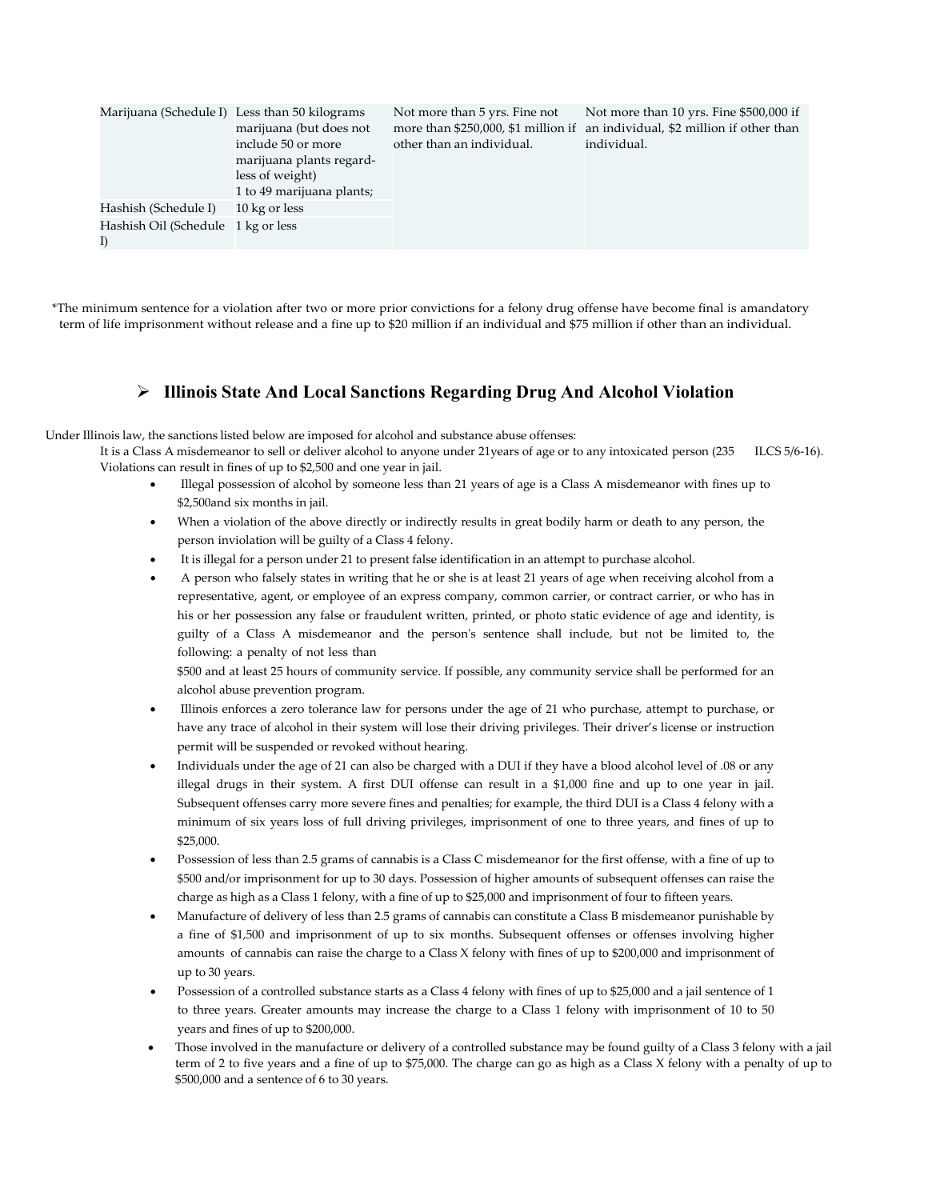| Marijuana (Schedule I) | Less than 50 kilograms marijuana (but does not include 50 or more marijuana plants regardless of weight) 1 to 49 marijuana plants; | Not more than 5 yrs. Fine not more than $250,000, $1 million if other than an individual. | Not more than 10 yrs. Fine $500,000 if an individual, $2 million if other than individual. |
|---|---|---|---|
| Hashish (Schedule I) | 10 kg or less | | |
| Hashish Oil (Schedule I) | 1 kg or less | | |

*The minimum sentence for a violation after two or more prior convictions for a felony drug offense have become final is amandatory term of life imprisonment without release and a fine up to $20 million if an individual and $75 million if other than an individual.

## Illinois State And Local Sanctions Regarding Drug And Alcohol Violation

Under Illinois law, the sanctions listed below are imposed for alcohol and substance abuse offenses:

It is a Class A misdemeanor to sell or deliver alcohol to anyone under 21years of age or to any intoxicated person (235 ILCS 5/6-16). Violations can result in fines of up to $2,500 and one year in jail.

- Illegal possession of alcohol by someone less than 21 years of age is a Class A misdemeanor with fines up to $2,500and six months in jail.
- When a violation of the above directly or indirectly results in great bodily harm or death to any person, the person inviolation will be guilty of a Class 4 felony.
- It is illegal for a person under 21 to present false identification in an attempt to purchase alcohol.
- A person who falsely states in writing that he or she is at least 21 years of age when receiving alcohol from a representative, agent, or employee of an express company, common carrier, or contract carrier, or who has in his or her possession any false or fraudulent written, printed, or photo static evidence of age and identity, is guilty of a Class A misdemeanor and the person's sentence shall include, but not be limited to, the following: a penalty of not less than $500 and at least 25 hours of community service. If possible, any community service shall be performed for an alcohol abuse prevention program.
- Illinois enforces a zero tolerance law for persons under the age of 21 who purchase, attempt to purchase, or have any trace of alcohol in their system will lose their driving privileges. Their driver's license or instruction permit will be suspended or revoked without hearing.
- Individuals under the age of 21 can also be charged with a DUI if they have a blood alcohol level of .08 or any illegal drugs in their system. A first DUI offense can result in a $1,000 fine and up to one year in jail. Subsequent offenses carry more severe fines and penalties; for example, the third DUI is a Class 4 felony with a minimum of six years loss of full driving privileges, imprisonment of one to three years, and fines of up to $25,000.
- Possession of less than 2.5 grams of cannabis is a Class C misdemeanor for the first offense, with a fine of up to $500 and/or imprisonment for up to 30 days. Possession of higher amounts of subsequent offenses can raise the charge as high as a Class 1 felony, with a fine of up to $25,000 and imprisonment of four to fifteen years.
- Manufacture of delivery of less than 2.5 grams of cannabis can constitute a Class B misdemeanor punishable by a fine of $1,500 and imprisonment of up to six months. Subsequent offenses or offenses involving higher amounts of cannabis can raise the charge to a Class X felony with fines of up to $200,000 and imprisonment of up to 30 years.
- Possession of a controlled substance starts as a Class 4 felony with fines of up to $25,000 and a jail sentence of 1 to three years. Greater amounts may increase the charge to a Class 1 felony with imprisonment of 10 to 50 years and fines of up to $200,000.
- Those involved in the manufacture or delivery of a controlled substance may be found guilty of a Class 3 felony with a jail term of 2 to five years and a fine of up to $75,000. The charge can go as high as a Class X felony with a penalty of up to $500,000 and a sentence of 6 to 30 years.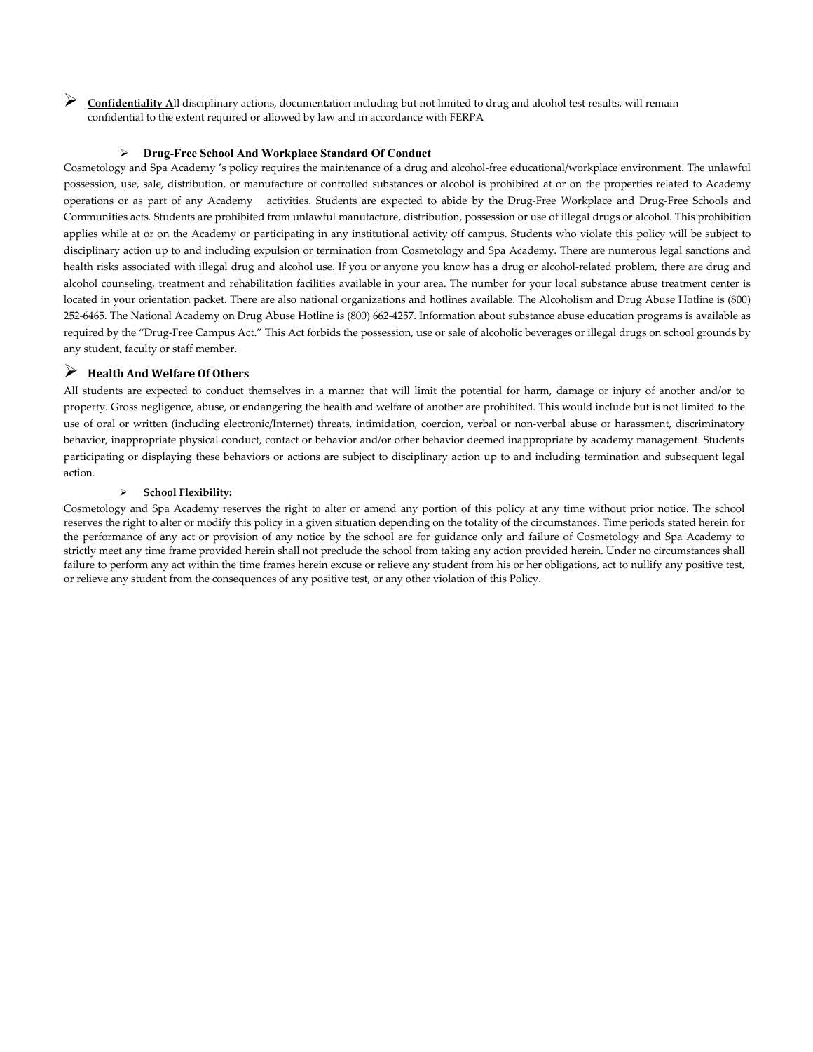- **Confidentiality A**ll disciplinary actions, documentation including but not limited to drug and alcohol test results, will remain confidential to the extent required or allowed by law and in accordance with FERPA

### Drug-Free School And Workplace Standard Of Conduct

Cosmetology and Spa Academy 's policy requires the maintenance of a drug and alcohol-free educational/workplace environment. The unlawful possession, use, sale, distribution, or manufacture of controlled substances or alcohol is prohibited at or on the properties related to Academy operations or as part of any Academy activities. Students are expected to abide by the Drug-Free Workplace and Drug-Free Schools and Communities acts. Students are prohibited from unlawful manufacture, distribution, possession or use of illegal drugs or alcohol. This prohibition applies while at or on the Academy or participating in any institutional activity off campus. Students who violate this policy will be subject to disciplinary action up to and including expulsion or termination from Cosmetology and Spa Academy. There are numerous legal sanctions and health risks associated with illegal drug and alcohol use. If you or anyone you know has a drug or alcohol-related problem, there are drug and alcohol counseling, treatment and rehabilitation facilities available in your area. The number for your local substance abuse treatment center is located in your orientation packet. There are also national organizations and hotlines available. The Alcoholism and Drug Abuse Hotline is (800) 252-6465. The National Academy on Drug Abuse Hotline is (800) 662-4257. Information about substance abuse education programs is available as required by the "Drug-Free Campus Act." This Act forbids the possession, use or sale of alcoholic beverages or illegal drugs on school grounds by any student, faculty or staff member.

### Health And Welfare Of Others

All students are expected to conduct themselves in a manner that will limit the potential for harm, damage or injury of another and/or to property. Gross negligence, abuse, or endangering the health and welfare of another are prohibited. This would include but is not limited to the use of oral or written (including electronic/Internet) threats, intimidation, coercion, verbal or non-verbal abuse or harassment, discriminatory behavior, inappropriate physical conduct, contact or behavior and/or other behavior deemed inappropriate by academy management. Students participating or displaying these behaviors or actions are subject to disciplinary action up to and including termination and subsequent legal action.

### School Flexibility:

Cosmetology and Spa Academy reserves the right to alter or amend any portion of this policy at any time without prior notice. The school reserves the right to alter or modify this policy in a given situation depending on the totality of the circumstances. Time periods stated herein for the performance of any act or provision of any notice by the school are for guidance only and failure of Cosmetology and Spa Academy to strictly meet any time frame provided herein shall not preclude the school from taking any action provided herein. Under no circumstances shall failure to perform any act within the time frames herein excuse or relieve any student from his or her obligations, act to nullify any positive test, or relieve any student from the consequences of any positive test, or any other violation of this Policy.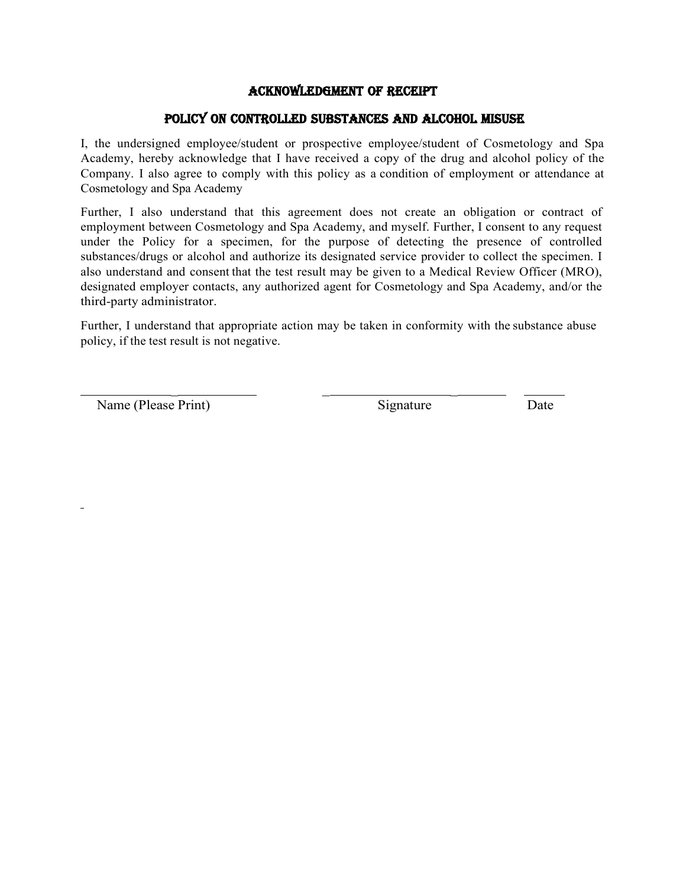## ACKNOWLEDGMENT OF RECEIPT

## POLICY ON CONTROLLED SUBSTANCES AND ALCOHOL MISUSE

I, the undersigned employee/student or prospective employee/student of Cosmetology and Spa Academy, hereby acknowledge that I have received a copy of the drug and alcohol policy of the Company. I also agree to comply with this policy as a condition of employment or attendance at Cosmetology and Spa Academy

Further, I also understand that this agreement does not create an obligation or contract of employment between Cosmetology and Spa Academy, and myself. Further, I consent to any request under the Policy for a specimen, for the purpose of detecting the presence of controlled substances/drugs or alcohol and authorize its designated service provider to collect the specimen. I also understand and consent that the test result may be given to a Medical Review Officer (MRO), designated employer contacts, any authorized agent for Cosmetology and Spa Academy, and/or the third-party administrator.

Further, I understand that appropriate action may be taken in conformity with the substance abuse policy, if the test result is not negative.

\_\_\_\_\_\_\_\_\_\_\_\_\_\_\_\_\_\_\_\_\_\_\_\_\_ \_\_\_\_\_\_\_\_\_\_\_\_\_\_\_\_\_\_\_\_\_\_\_\_\_ \_\_\_\_\_\_\_\_

Name (Please Print) Signature Date